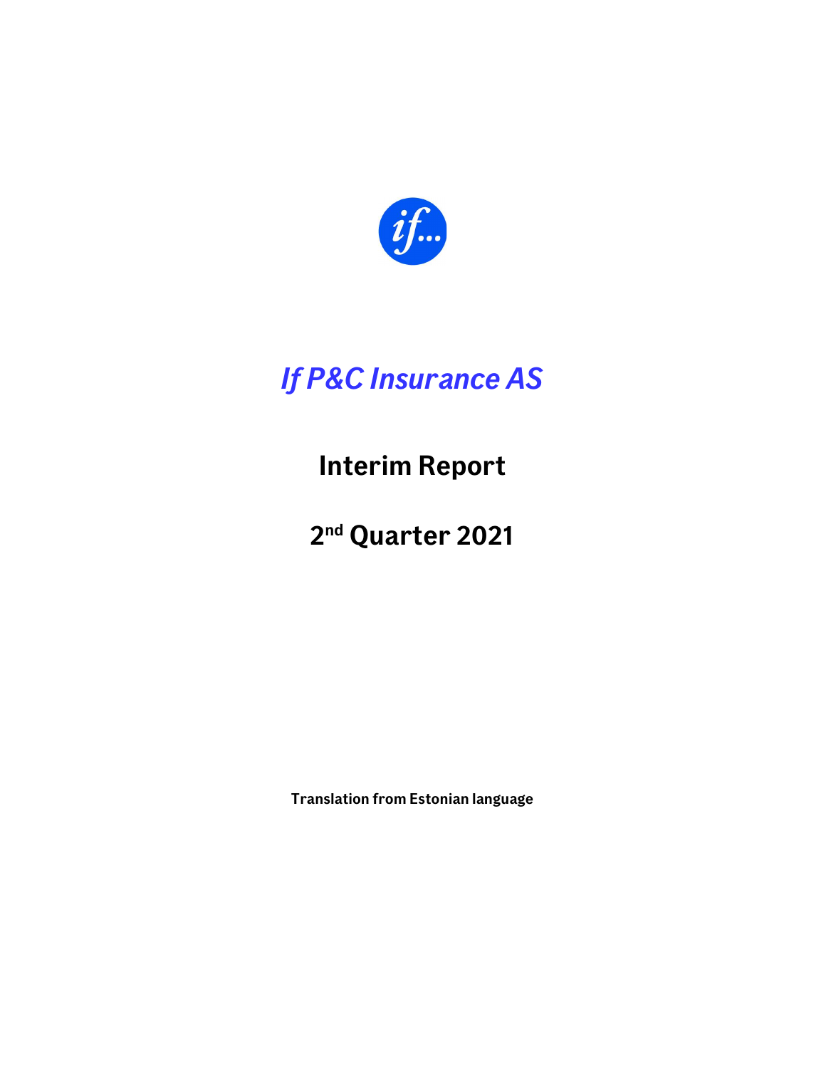# *If P&C Insurance AS*

## Interim Report

## 2nd Quarter 2021

**Translation from Estonian language**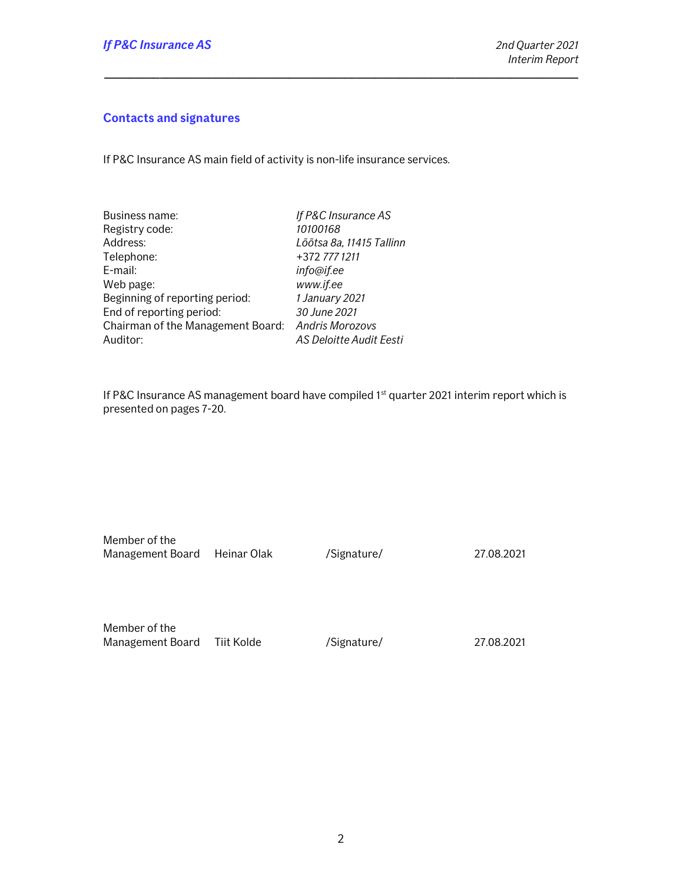## Contacts and signatures

If P&C Insurance AS main field of activity is non-life insurance services.

| | |
|---|---|
| Business name: | *If P&C Insurance AS* |
| Registry code: | *10100168* |
| Address: | *Lõõtsa 8a, 11415 Tallinn* |
| Telephone: | *+372 777 1211* |
| E-mail: | *info@if.ee* |
| Web page: | *www.if.ee* |
| Beginning of reporting period: | *1 January 2021* |
| End of reporting period: | *30 June 2021* |
| Chairman of the Management Board: | *Andris Morozovs* |
| Auditor: | *AS Deloitte Audit Eesti* |

If P&C Insurance AS management board have compiled 1st quarter 2021 interim report which is presented on pages 7-20.

| | | | |
|---|---|---|---|
| Member of the Management Board | Heinar Olak | /Signature/ | 27.08.2021 |
| Member of the Management Board | Tiit Kolde | /Signature/ | 27.08.2021 |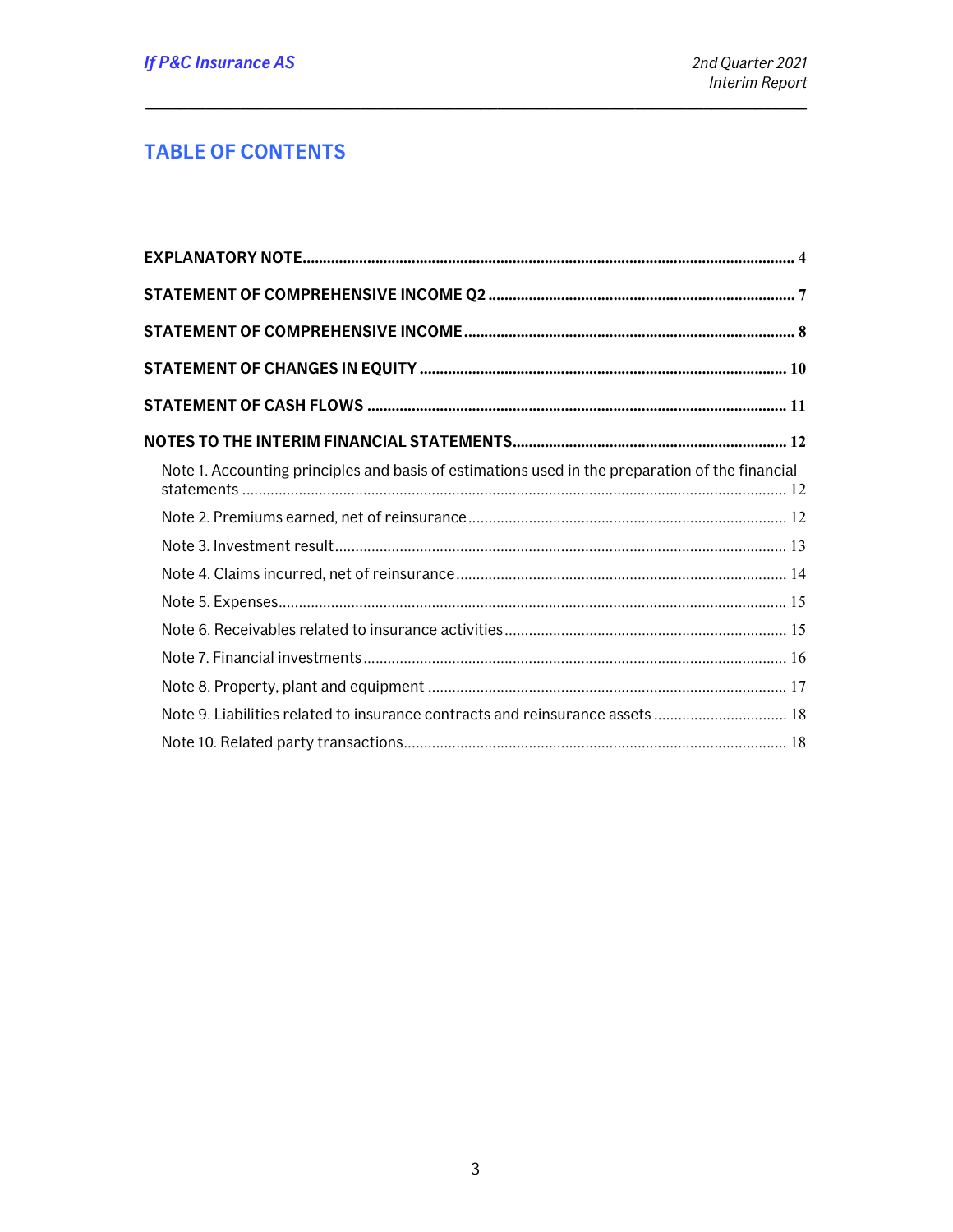# TABLE OF CONTENTS

**EXPLANATORY NOTE** ........ 4

**STATEMENT OF COMPREHENSIVE INCOME Q2** ........ 7

**STATEMENT OF COMPREHENSIVE INCOME** ........ 8

**STATEMENT OF CHANGES IN EQUITY** ........ 10

**STATEMENT OF CASH FLOWS** ........ 11

**NOTES TO THE INTERIM FINANCIAL STATEMENTS** ........ 12

- Note 1. Accounting principles and basis of estimations used in the preparation of the financial statements ........ 12
- Note 2. Premiums earned, net of reinsurance ........ 12
- Note 3. Investment result ........ 13
- Note 4. Claims incurred, net of reinsurance ........ 14
- Note 5. Expenses ........ 15
- Note 6. Receivables related to insurance activities ........ 15
- Note 7. Financial investments ........ 16
- Note 8. Property, plant and equipment ........ 17
- Note 9. Liabilities related to insurance contracts and reinsurance assets ........ 18
- Note 10. Related party transactions ........ 18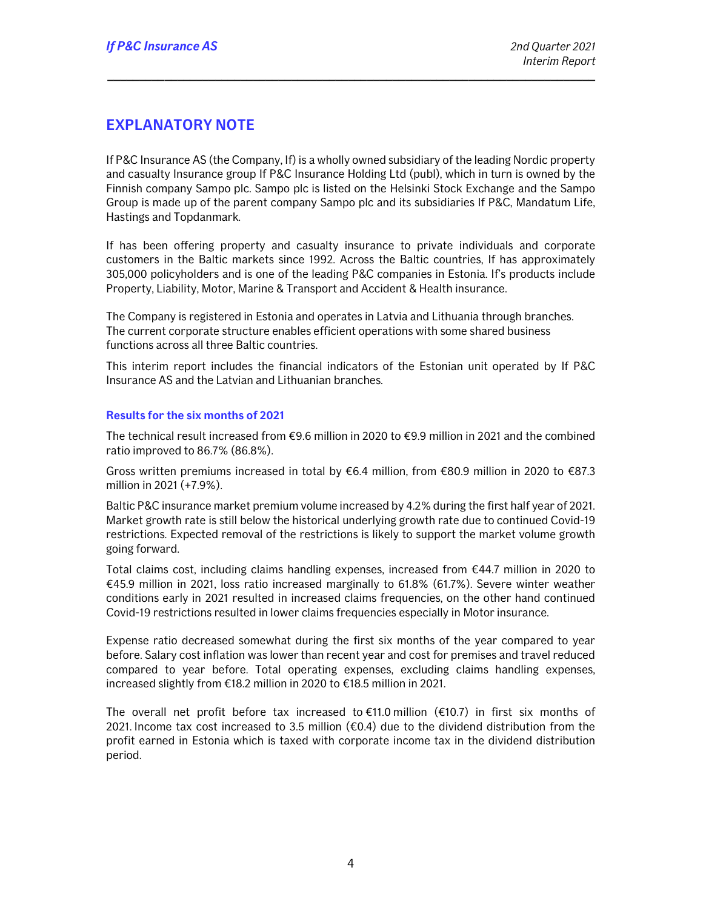# EXPLANATORY NOTE

If P&C Insurance AS (the Company, If) is a wholly owned subsidiary of the leading Nordic property and casualty Insurance group If P&C Insurance Holding Ltd (publ), which in turn is owned by the Finnish company Sampo plc. Sampo plc is listed on the Helsinki Stock Exchange and the Sampo Group is made up of the parent company Sampo plc and its subsidiaries If P&C, Mandatum Life, Hastings and Topdanmark.

If has been offering property and casualty insurance to private individuals and corporate customers in the Baltic markets since 1992. Across the Baltic countries, If has approximately 305,000 policyholders and is one of the leading P&C companies in Estonia. If's products include Property, Liability, Motor, Marine & Transport and Accident & Health insurance.

The Company is registered in Estonia and operates in Latvia and Lithuania through branches. The current corporate structure enables efficient operations with some shared business functions across all three Baltic countries.

This interim report includes the financial indicators of the Estonian unit operated by If P&C Insurance AS and the Latvian and Lithuanian branches.

### Results for the six months of 2021

The technical result increased from €9.6 million in 2020 to €9.9 million in 2021 and the combined ratio improved to 86.7% (86.8%).

Gross written premiums increased in total by €6.4 million, from €80.9 million in 2020 to €87.3 million in 2021 (+7.9%).

Baltic P&C insurance market premium volume increased by 4.2% during the first half year of 2021. Market growth rate is still below the historical underlying growth rate due to continued Covid-19 restrictions. Expected removal of the restrictions is likely to support the market volume growth going forward.

Total claims cost, including claims handling expenses, increased from €44.7 million in 2020 to €45.9 million in 2021, loss ratio increased marginally to 61.8% (61.7%). Severe winter weather conditions early in 2021 resulted in increased claims frequencies, on the other hand continued Covid-19 restrictions resulted in lower claims frequencies especially in Motor insurance.

Expense ratio decreased somewhat during the first six months of the year compared to year before. Salary cost inflation was lower than recent year and cost for premises and travel reduced compared to year before. Total operating expenses, excluding claims handling expenses, increased slightly from €18.2 million in 2020 to €18.5 million in 2021.

The overall net profit before tax increased to €11.0 million (€10.7) in first six months of 2021. Income tax cost increased to 3.5 million (€0.4) due to the dividend distribution from the profit earned in Estonia which is taxed with corporate income tax in the dividend distribution period.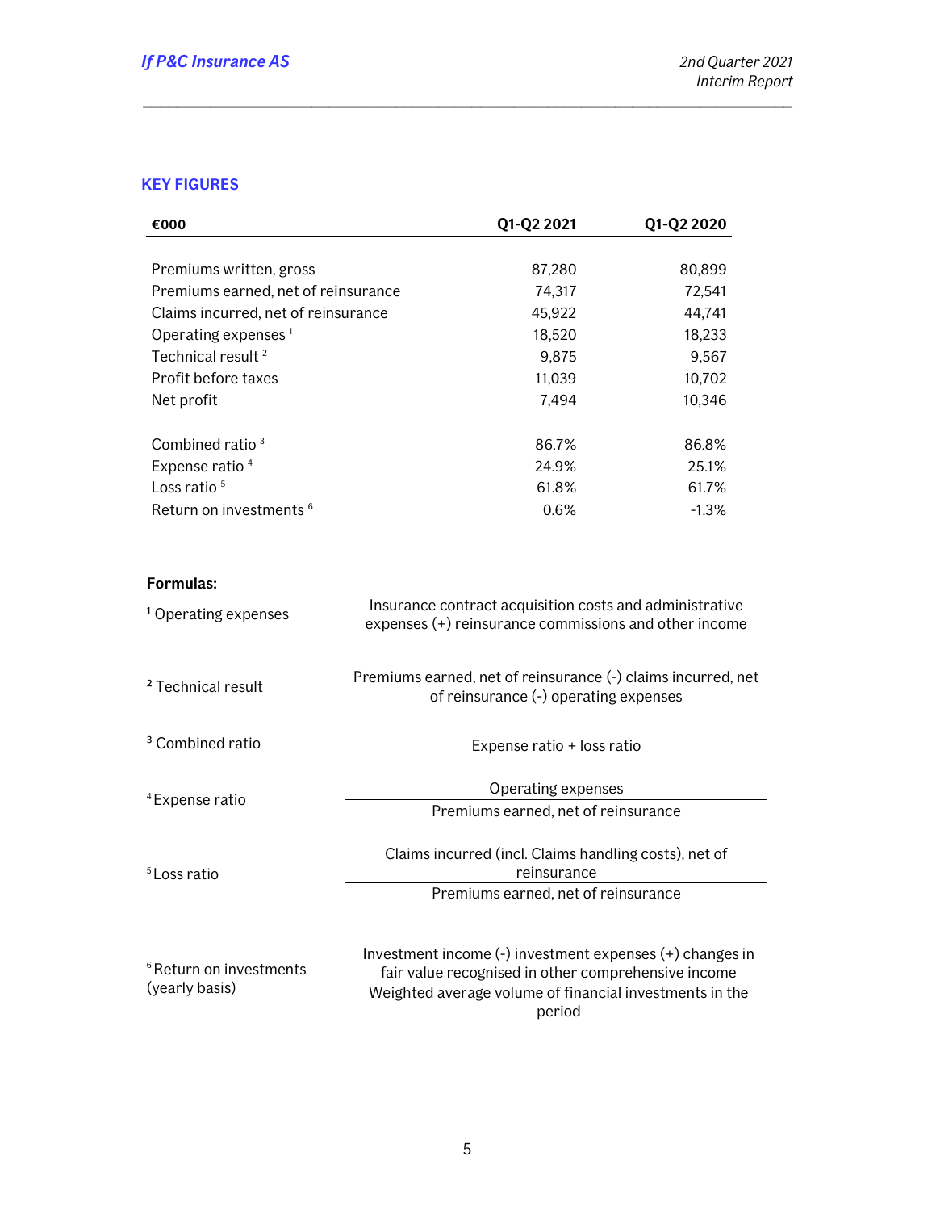## KEY FIGURES

| €000 | Q1-Q2 2021 | Q1-Q2 2020 |
|---|---|---|
| Premiums written, gross | 87,280 | 80,899 |
| Premiums earned, net of reinsurance | 74,317 | 72,541 |
| Claims incurred, net of reinsurance | 45,922 | 44,741 |
| Operating expenses [1] | 18,520 | 18,233 |
| Technical result [2] | 9,875 | 9,567 |
| Profit before taxes | 11,039 | 10,702 |
| Net profit | 7,494 | 10,346 |
| | | |
| Combined ratio [3] | 86.7% | 86.8% |
| Expense ratio [4] | 24.9% | 25.1% |
| Loss ratio [5] | 61.8% | 61.7% |
| Return on investments [6] | 0.6% | -1.3% |

**Formulas:**

[1] Operating expenses: Insurance contract acquisition costs and administrative expenses (+) reinsurance commissions and other income

[2] Technical result: Premiums earned, net of reinsurance (-) claims incurred, net of reinsurance (-) operating expenses

[3] Combined ratio: Expense ratio + loss ratio

[4] Expense ratio:

$$\frac{\text{Operating expenses}}{\text{Premiums earned, net of reinsurance}}$$

[5] Loss ratio:

$$\frac{\text{Claims incurred (incl. Claims handling costs), net of reinsurance}}{\text{Premiums earned, net of reinsurance}}$$

[6] Return on investments (yearly basis):

$$\frac{\text{Investment income (-) investment expenses (+) changes in fair value recognised in other comprehensive income}}{\text{Weighted average volume of financial investments in the period}}$$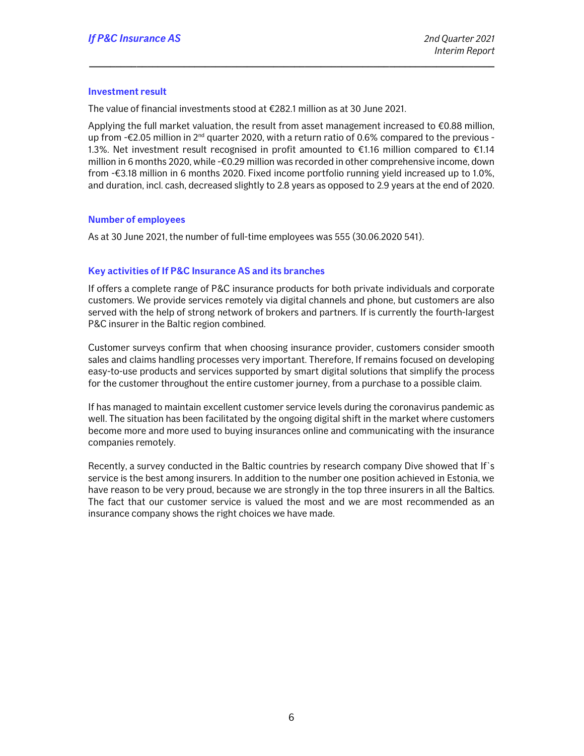## Investment result

The value of financial investments stood at €282.1 million as at 30 June 2021.

Applying the full market valuation, the result from asset management increased to €0.88 million, up from -€2.05 million in 2nd quarter 2020, with a return ratio of 0.6% compared to the previous -1.3%. Net investment result recognised in profit amounted to €1.16 million compared to €1.14 million in 6 months 2020, while -€0.29 million was recorded in other comprehensive income, down from -€3.18 million in 6 months 2020. Fixed income portfolio running yield increased up to 1.0%, and duration, incl. cash, decreased slightly to 2.8 years as opposed to 2.9 years at the end of 2020.

## Number of employees

As at 30 June 2021, the number of full-time employees was 555 (30.06.2020 541).

## Key activities of If P&C Insurance AS and its branches

If offers a complete range of P&C insurance products for both private individuals and corporate customers. We provide services remotely via digital channels and phone, but customers are also served with the help of strong network of brokers and partners. If is currently the fourth-largest P&C insurer in the Baltic region combined.

Customer surveys confirm that when choosing insurance provider, customers consider smooth sales and claims handling processes very important. Therefore, If remains focused on developing easy-to-use products and services supported by smart digital solutions that simplify the process for the customer throughout the entire customer journey, from a purchase to a possible claim.

If has managed to maintain excellent customer service levels during the coronavirus pandemic as well. The situation has been facilitated by the ongoing digital shift in the market where customers become more and more used to buying insurances online and communicating with the insurance companies remotely.

Recently, a survey conducted in the Baltic countries by research company Dive showed that If`s service is the best among insurers. In addition to the number one position achieved in Estonia, we have reason to be very proud, because we are strongly in the top three insurers in all the Baltics. The fact that our customer service is valued the most and we are most recommended as an insurance company shows the right choices we have made.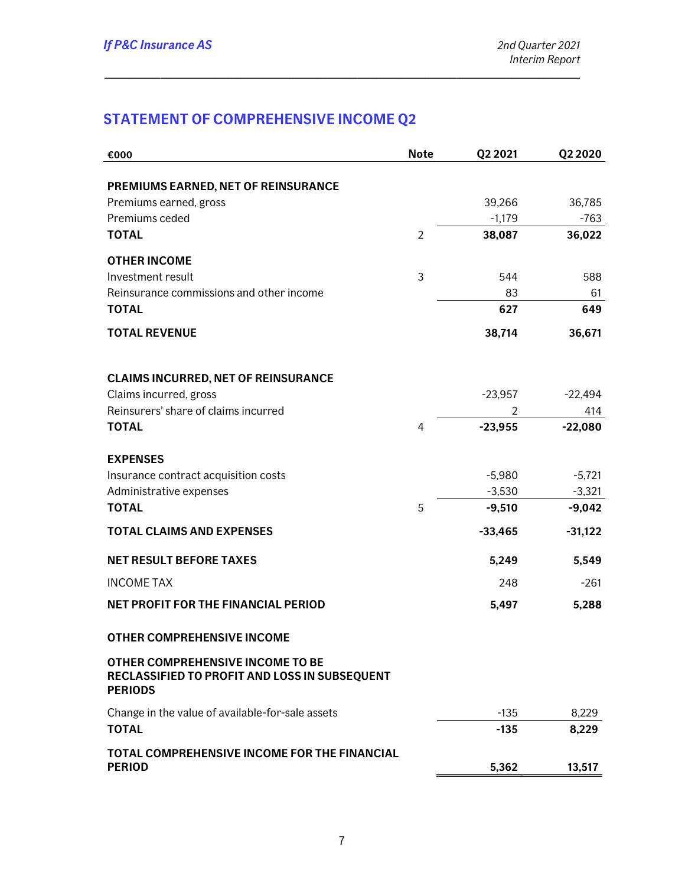## STATEMENT OF COMPREHENSIVE INCOME Q2

| €000 | Note | Q2 2021 | Q2 2020 |
|---|---|---|---|
| **PREMIUMS EARNED, NET OF REINSURANCE** | | | |
| Premiums earned, gross | | 39,266 | 36,785 |
| Premiums ceded | | -1,179 | -763 |
| **TOTAL** | 2 | **38,087** | **36,022** |
| **OTHER INCOME** | | | |
| Investment result | 3 | 544 | 588 |
| Reinsurance commissions and other income | | 83 | 61 |
| **TOTAL** | | **627** | **649** |
| **TOTAL REVENUE** | | **38,714** | **36,671** |
| **CLAIMS INCURRED, NET OF REINSURANCE** | | | |
| Claims incurred, gross | | -23,957 | -22,494 |
| Reinsurers' share of claims incurred | | 2 | 414 |
| **TOTAL** | 4 | **-23,955** | **-22,080** |
| **EXPENSES** | | | |
| Insurance contract acquisition costs | | -5,980 | -5,721 |
| Administrative expenses | | -3,530 | -3,321 |
| **TOTAL** | 5 | **-9,510** | **-9,042** |
| **TOTAL CLAIMS AND EXPENSES** | | **-33,465** | **-31,122** |
| **NET RESULT BEFORE TAXES** | | **5,249** | **5,549** |
| INCOME TAX | | 248 | -261 |
| **NET PROFIT FOR THE FINANCIAL PERIOD** | | **5,497** | **5,288** |
| **OTHER COMPREHENSIVE INCOME** | | | |
| **OTHER COMPREHENSIVE INCOME TO BE RECLASSIFIED TO PROFIT AND LOSS IN SUBSEQUENT PERIODS** | | | |
| Change in the value of available-for-sale assets | | -135 | 8,229 |
| **TOTAL** | | **-135** | **8,229** |
| **TOTAL COMPREHENSIVE INCOME FOR THE FINANCIAL PERIOD** | | **5,362** | **13,517** |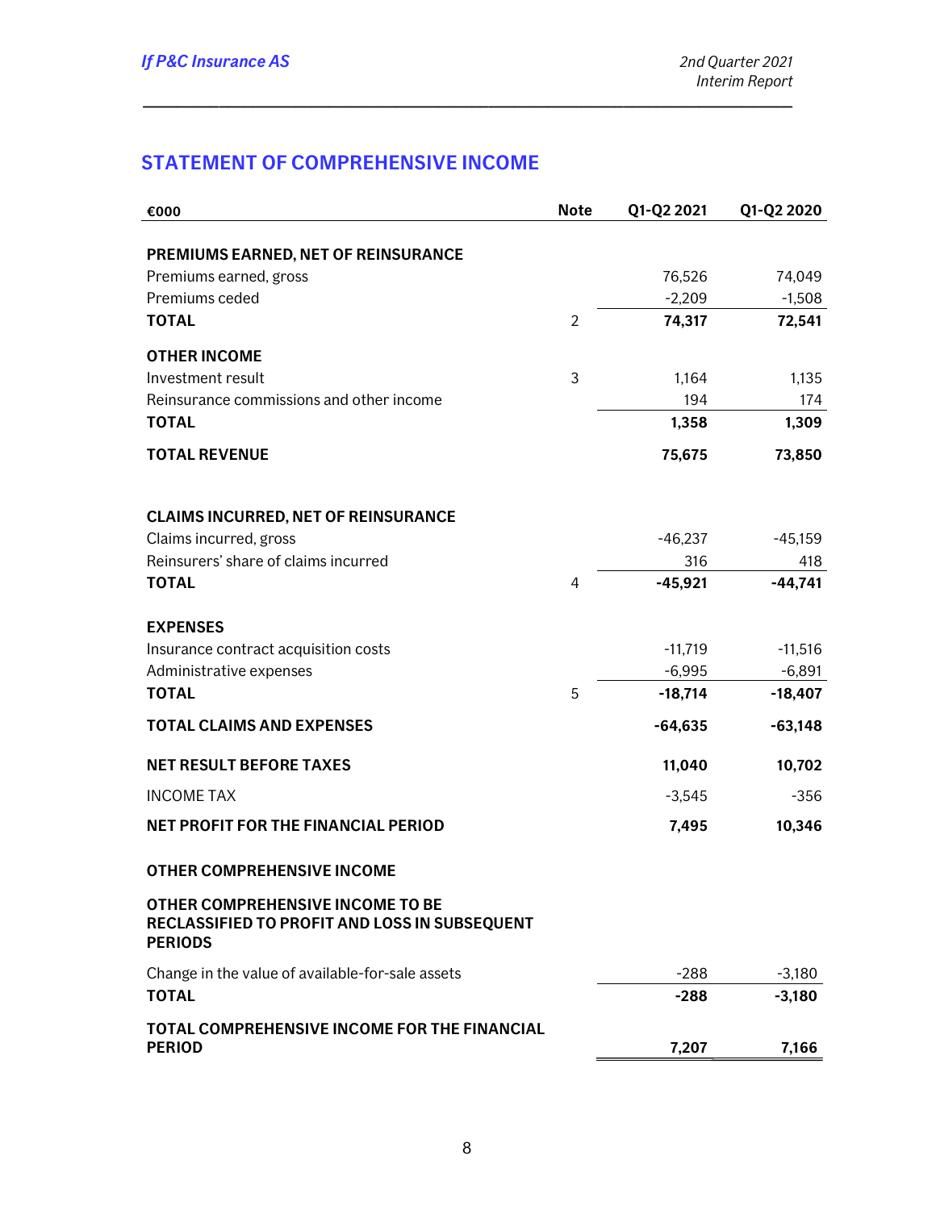## STATEMENT OF COMPREHENSIVE INCOME

| €000 | Note | Q1-Q2 2021 | Q1-Q2 2020 |
|---|---|---|---|
| **PREMIUMS EARNED, NET OF REINSURANCE** | | | |
| Premiums earned, gross | | 76,526 | 74,049 |
| Premiums ceded | | -2,209 | -1,508 |
| **TOTAL** | 2 | **74,317** | **72,541** |
| **OTHER INCOME** | | | |
| Investment result | 3 | 1,164 | 1,135 |
| Reinsurance commissions and other income | | 194 | 174 |
| **TOTAL** | | **1,358** | **1,309** |
| **TOTAL REVENUE** | | **75,675** | **73,850** |
| **CLAIMS INCURRED, NET OF REINSURANCE** | | | |
| Claims incurred, gross | | -46,237 | -45,159 |
| Reinsurers' share of claims incurred | | 316 | 418 |
| **TOTAL** | 4 | **-45,921** | **-44,741** |
| **EXPENSES** | | | |
| Insurance contract acquisition costs | | -11,719 | -11,516 |
| Administrative expenses | | -6,995 | -6,891 |
| **TOTAL** | 5 | **-18,714** | **-18,407** |
| **TOTAL CLAIMS AND EXPENSES** | | **-64,635** | **-63,148** |
| **NET RESULT BEFORE TAXES** | | **11,040** | **10,702** |
| INCOME TAX | | -3,545 | -356 |
| **NET PROFIT FOR THE FINANCIAL PERIOD** | | **7,495** | **10,346** |
| **OTHER COMPREHENSIVE INCOME** | | | |
| **OTHER COMPREHENSIVE INCOME TO BE RECLASSIFIED TO PROFIT AND LOSS IN SUBSEQUENT PERIODS** | | | |
| Change in the value of available-for-sale assets | | -288 | -3,180 |
| **TOTAL** | | **-288** | **-3,180** |
| **TOTAL COMPREHENSIVE INCOME FOR THE FINANCIAL PERIOD** | | **7,207** | **7,166** |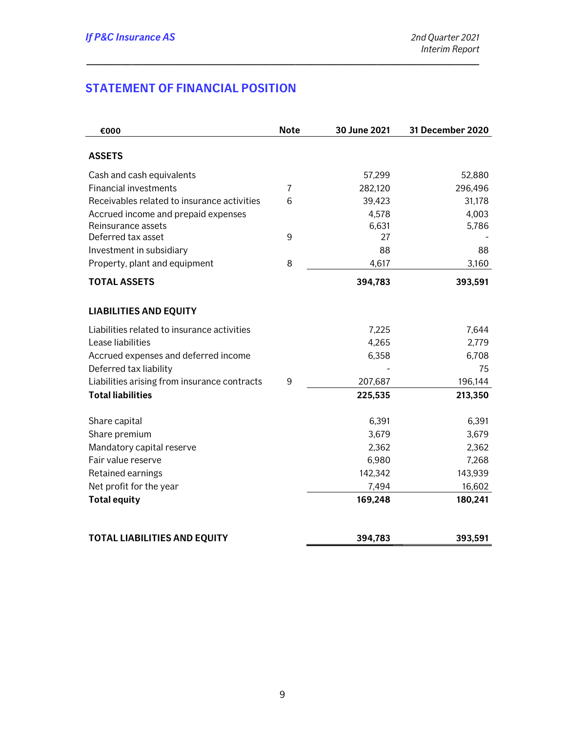## STATEMENT OF FINANCIAL POSITION

| €000 | Note | 30 June 2021 | 31 December 2020 |
|---|---|---|---|
| **ASSETS** | | | |
| Cash and cash equivalents | | 57,299 | 52,880 |
| Financial investments | 7 | 282,120 | 296,496 |
| Receivables related to insurance activities | 6 | 39,423 | 31,178 |
| Accrued income and prepaid expenses | | 4,578 | 4,003 |
| Reinsurance assets | | 6,631 | 5,786 |
| Deferred tax asset | 9 | 27 | - |
| Investment in subsidiary | | 88 | 88 |
| Property, plant and equipment | 8 | 4,617 | 3,160 |
| **TOTAL ASSETS** | | **394,783** | **393,591** |
| **LIABILITIES AND EQUITY** | | | |
| Liabilities related to insurance activities | | 7,225 | 7,644 |
| Lease liabilities | | 4,265 | 2,779 |
| Accrued expenses and deferred income | | 6,358 | 6,708 |
| Deferred tax liability | | - | 75 |
| Liabilities arising from insurance contracts | 9 | 207,687 | 196,144 |
| **Total liabilities** | | **225,535** | **213,350** |
| Share capital | | 6,391 | 6,391 |
| Share premium | | 3,679 | 3,679 |
| Mandatory capital reserve | | 2,362 | 2,362 |
| Fair value reserve | | 6,980 | 7,268 |
| Retained earnings | | 142,342 | 143,939 |
| Net profit for the year | | 7,494 | 16,602 |
| **Total equity** | | **169,248** | **180,241** |
| **TOTAL LIABILITIES AND EQUITY** | | **394,783** | **393,591** |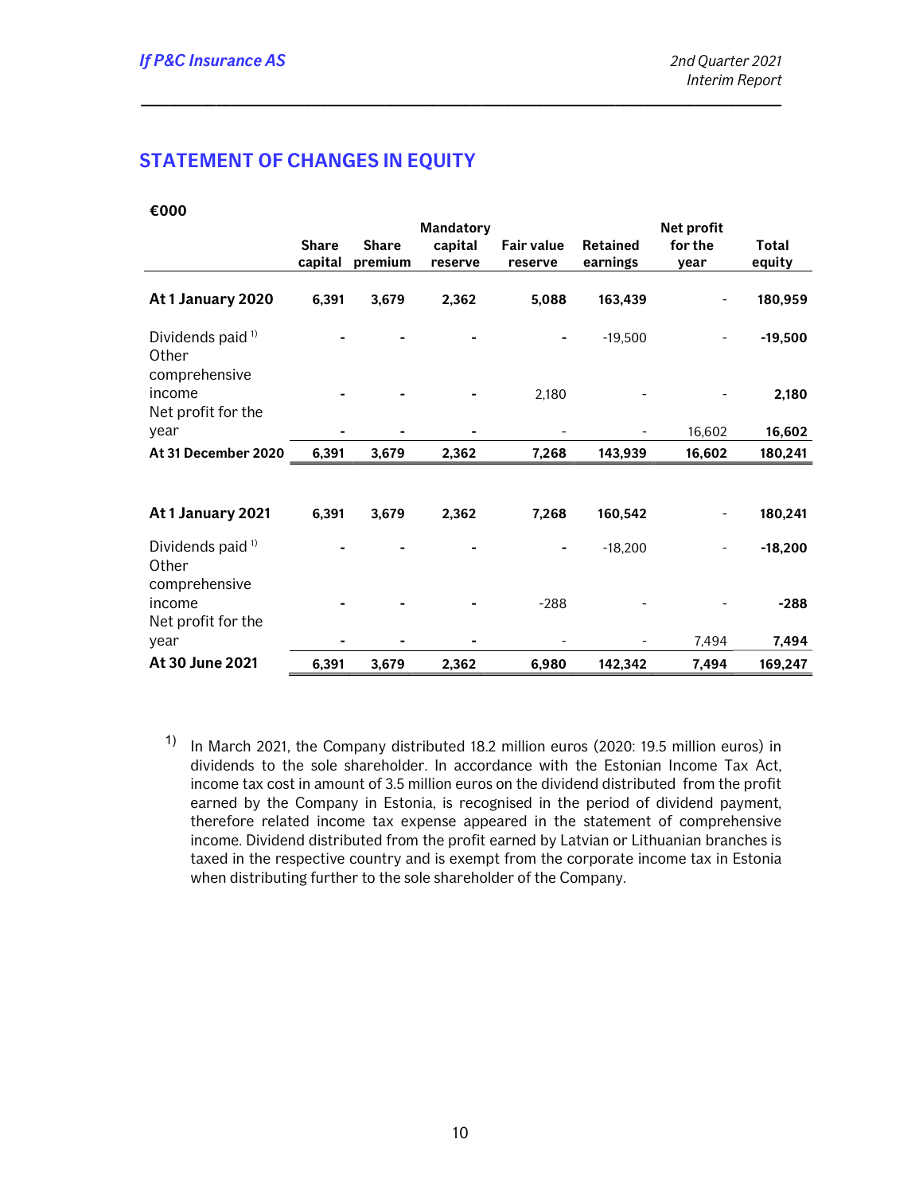## STATEMENT OF CHANGES IN EQUITY

**€000**

| | Share capital | Share premium | Mandatory capital reserve | Fair value reserve | Retained earnings | Net profit for the year | Total equity |
|---|---|---|---|---|---|---|---|
| **At 1 January 2020** | **6,391** | **3,679** | **2,362** | **5,088** | **163,439** | - | **180,959** |
| Dividends paid [1] | - | - | - | - | -19,500 | - | **-19,500** |
| Other comprehensive income | - | - | - | 2,180 | - | - | **2,180** |
| Net profit for the year | - | - | - | - | - | 16,602 | **16,602** |
| **At 31 December 2020** | **6,391** | **3,679** | **2,362** | **7,268** | **143,939** | **16,602** | **180,241** |
| | | | | | | | |
| **At 1 January 2021** | **6,391** | **3,679** | **2,362** | **7,268** | **160,542** | - | **180,241** |
| Dividends paid [1] | - | - | - | - | -18,200 | - | **-18,200** |
| Other comprehensive income | - | - | - | -288 | - | - | **-288** |
| Net profit for the year | - | - | - | - | - | 7,494 | **7,494** |
| **At 30 June 2021** | **6,391** | **3,679** | **2,362** | **6,980** | **142,342** | **7,494** | **169,247** |

1) In March 2021, the Company distributed 18.2 million euros (2020: 19.5 million euros) in dividends to the sole shareholder. In accordance with the Estonian Income Tax Act, income tax cost in amount of 3.5 million euros on the dividend distributed from the profit earned by the Company in Estonia, is recognised in the period of dividend payment, therefore related income tax expense appeared in the statement of comprehensive income. Dividend distributed from the profit earned by Latvian or Lithuanian branches is taxed in the respective country and is exempt from the corporate income tax in Estonia when distributing further to the sole shareholder of the Company.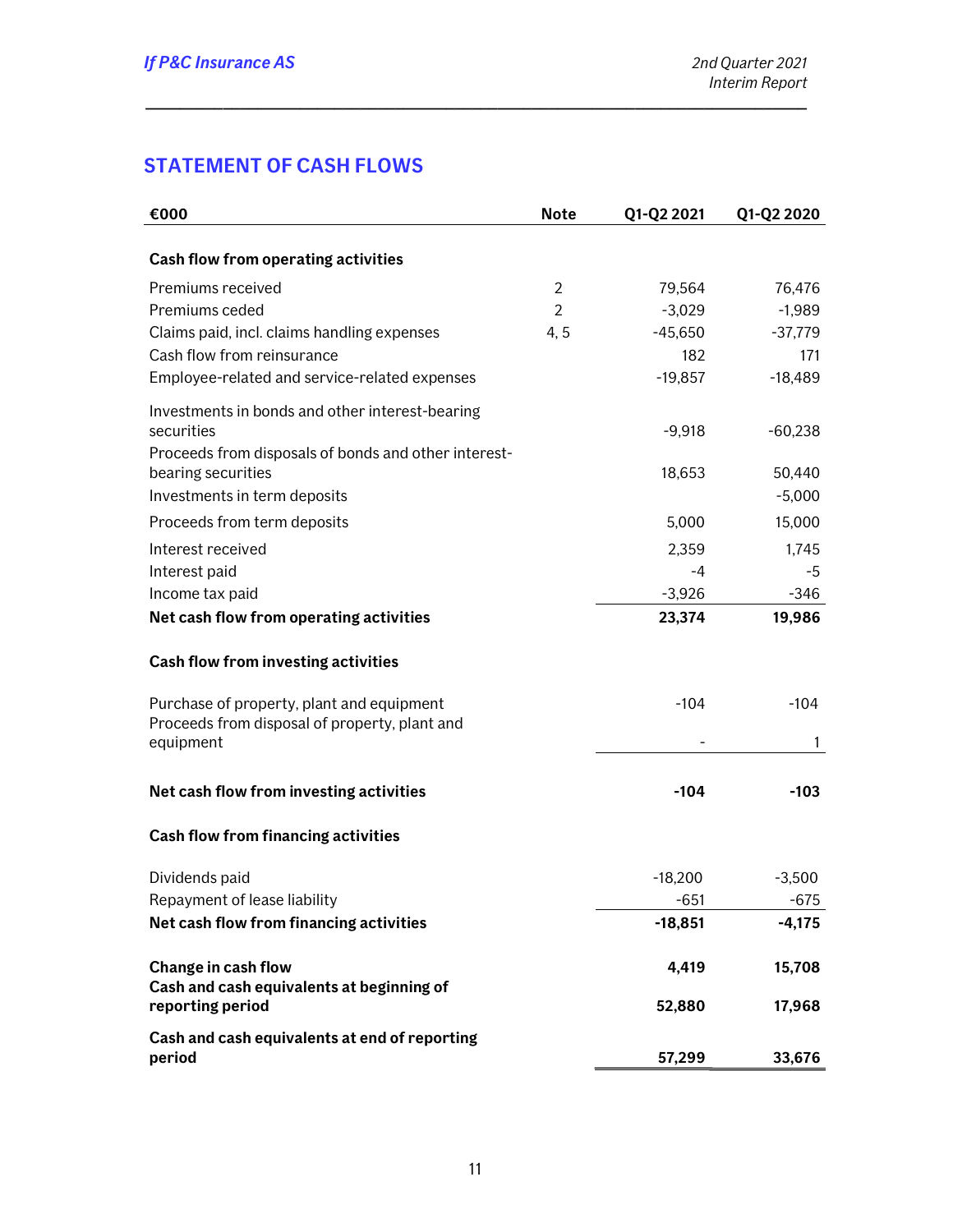## STATEMENT OF CASH FLOWS

| €000 | Note | Q1-Q2 2021 | Q1-Q2 2020 |
|---|---|---|---|
| **Cash flow from operating activities** | | | |
| Premiums received | 2 | 79,564 | 76,476 |
| Premiums ceded | 2 | -3,029 | -1,989 |
| Claims paid, incl. claims handling expenses | 4, 5 | -45,650 | -37,779 |
| Cash flow from reinsurance | | 182 | 171 |
| Employee-related and service-related expenses | | -19,857 | -18,489 |
| Investments in bonds and other interest-bearing securities | | -9,918 | -60,238 |
| Proceeds from disposals of bonds and other interest-bearing securities | | 18,653 | 50,440 |
| Investments in term deposits | | | -5,000 |
| Proceeds from term deposits | | 5,000 | 15,000 |
| Interest received | | 2,359 | 1,745 |
| Interest paid | | -4 | -5 |
| Income tax paid | | -3,926 | -346 |
| **Net cash flow from operating activities** | | **23,374** | **19,986** |
| **Cash flow from investing activities** | | | |
| Purchase of property, plant and equipment | | -104 | -104 |
| Proceeds from disposal of property, plant and equipment | | - | 1 |
| **Net cash flow from investing activities** | | **-104** | **-103** |
| **Cash flow from financing activities** | | | |
| Dividends paid | | -18,200 | -3,500 |
| Repayment of lease liability | | -651 | -675 |
| **Net cash flow from financing activities** | | **-18,851** | **-4,175** |
| **Change in cash flow** | | **4,419** | **15,708** |
| **Cash and cash equivalents at beginning of reporting period** | | **52,880** | **17,968** |
| **Cash and cash equivalents at end of reporting period** | | **57,299** | **33,676** |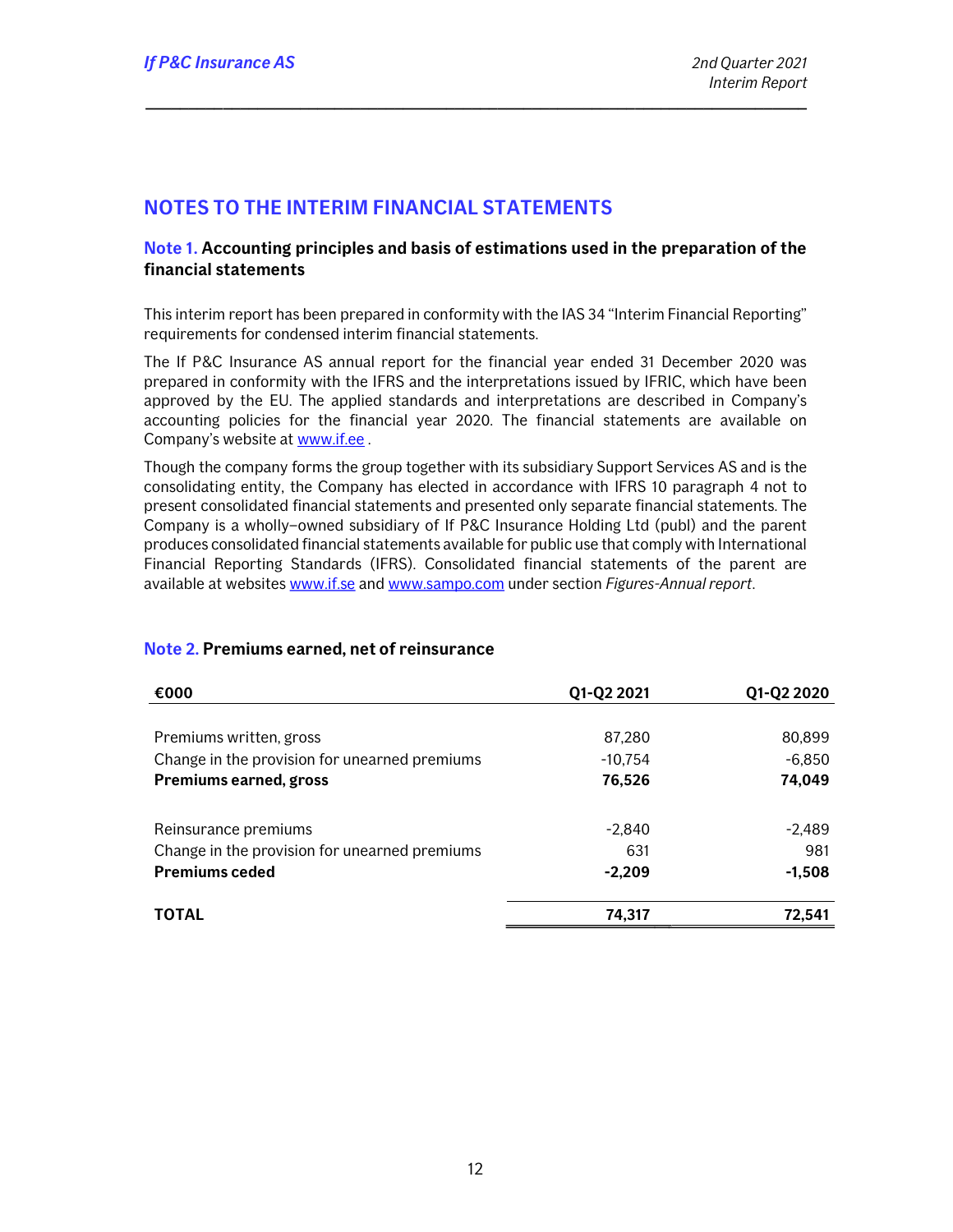# NOTES TO THE INTERIM FINANCIAL STATEMENTS

## Note 1. Accounting principles and basis of estimations used in the preparation of the financial statements

This interim report has been prepared in conformity with the IAS 34 "Interim Financial Reporting" requirements for condensed interim financial statements.

The If P&C Insurance AS annual report for the financial year ended 31 December 2020 was prepared in conformity with the IFRS and the interpretations issued by IFRIC, which have been approved by the EU. The applied standards and interpretations are described in Company's accounting policies for the financial year 2020. The financial statements are available on Company's website at www.if.ee .

Though the company forms the group together with its subsidiary Support Services AS and is the consolidating entity, the Company has elected in accordance with IFRS 10 paragraph 4 not to present consolidated financial statements and presented only separate financial statements. The Company is a wholly–owned subsidiary of If P&C Insurance Holding Ltd (publ) and the parent produces consolidated financial statements available for public use that comply with International Financial Reporting Standards (IFRS). Consolidated financial statements of the parent are available at websites www.if.se and www.sampo.com under section *Figures-Annual report*.

## Note 2. Premiums earned, net of reinsurance

| €000 | Q1-Q2 2021 | Q1-Q2 2020 |
|---|---|---|
| Premiums written, gross | 87,280 | 80,899 |
| Change in the provision for unearned premiums | -10,754 | -6,850 |
| **Premiums earned, gross** | **76,526** | **74,049** |
| Reinsurance premiums | -2,840 | -2,489 |
| Change in the provision for unearned premiums | 631 | 981 |
| **Premiums ceded** | **-2,209** | **-1,508** |
| **TOTAL** | **74,317** | **72,541** |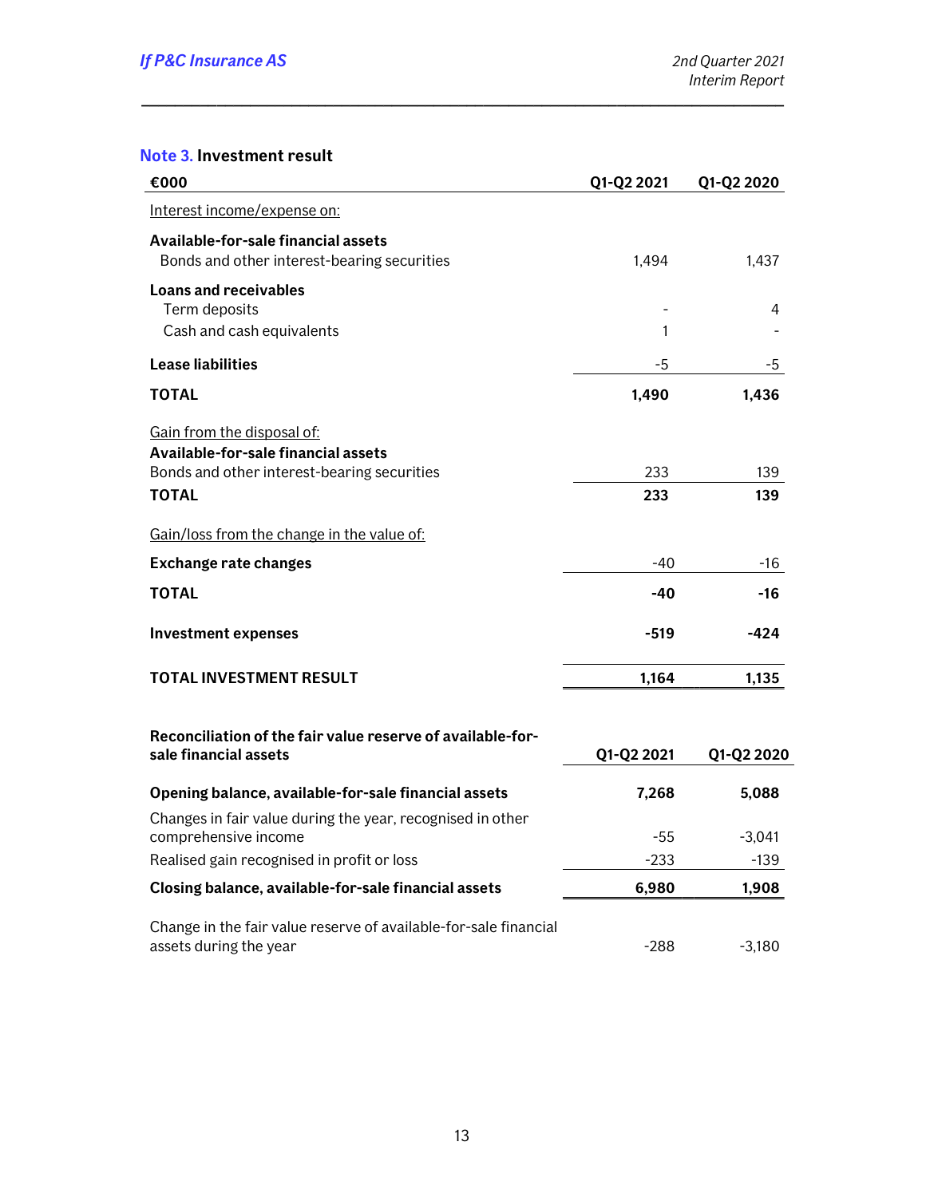## Note 3. Investment result

| €000 | Q1-Q2 2021 | Q1-Q2 2020 |
|---|---|---|
| Interest income/expense on: | | |
| **Available-for-sale financial assets** | | |
| Bonds and other interest-bearing securities | 1,494 | 1,437 |
| **Loans and receivables** | | |
| Term deposits | - | 4 |
| Cash and cash equivalents | 1 | - |
| **Lease liabilities** | -5 | -5 |
| **TOTAL** | **1,490** | **1,436** |
| Gain from the disposal of: | | |
| **Available-for-sale financial assets** | | |
| Bonds and other interest-bearing securities | 233 | 139 |
| **TOTAL** | **233** | **139** |
| Gain/loss from the change in the value of: | | |
| **Exchange rate changes** | -40 | -16 |
| **TOTAL** | **-40** | **-16** |
| **Investment expenses** | **-519** | **-424** |
| **TOTAL INVESTMENT RESULT** | **1,164** | **1,135** |

| **Reconciliation of the fair value reserve of available-for-sale financial assets** | **Q1-Q2 2021** | **Q1-Q2 2020** |
|---|---|---|
| **Opening balance, available-for-sale financial assets** | **7,268** | **5,088** |
| Changes in fair value during the year, recognised in other comprehensive income | -55 | -3,041 |
| Realised gain recognised in profit or loss | -233 | -139 |
| **Closing balance, available-for-sale financial assets** | **6,980** | **1,908** |
| Change in the fair value reserve of available-for-sale financial assets during the year | -288 | -3,180 |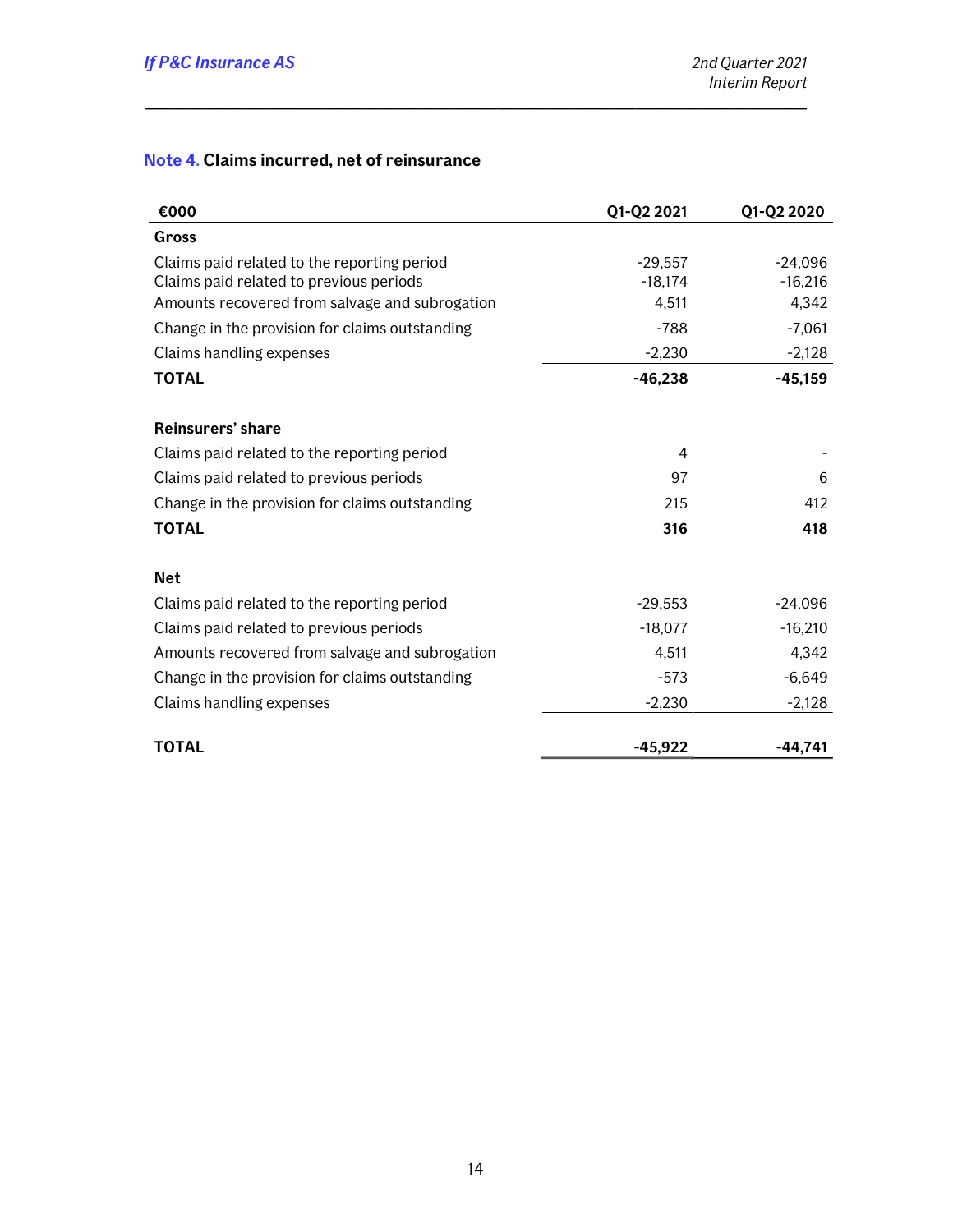## Note 4. Claims incurred, net of reinsurance

| €000 | Q1-Q2 2021 | Q1-Q2 2020 |
|---|---|---|
| **Gross** | | |
| Claims paid related to the reporting period | -29,557 | -24,096 |
| Claims paid related to previous periods | -18,174 | -16,216 |
| Amounts recovered from salvage and subrogation | 4,511 | 4,342 |
| Change in the provision for claims outstanding | -788 | -7,061 |
| Claims handling expenses | -2,230 | -2,128 |
| **TOTAL** | **-46,238** | **-45,159** |
| | | |
| **Reinsurers' share** | | |
| Claims paid related to the reporting period | 4 | - |
| Claims paid related to previous periods | 97 | 6 |
| Change in the provision for claims outstanding | 215 | 412 |
| **TOTAL** | **316** | **418** |
| | | |
| **Net** | | |
| Claims paid related to the reporting period | -29,553 | -24,096 |
| Claims paid related to previous periods | -18,077 | -16,210 |
| Amounts recovered from salvage and subrogation | 4,511 | 4,342 |
| Change in the provision for claims outstanding | -573 | -6,649 |
| Claims handling expenses | -2,230 | -2,128 |
| **TOTAL** | **-45,922** | **-44,741** |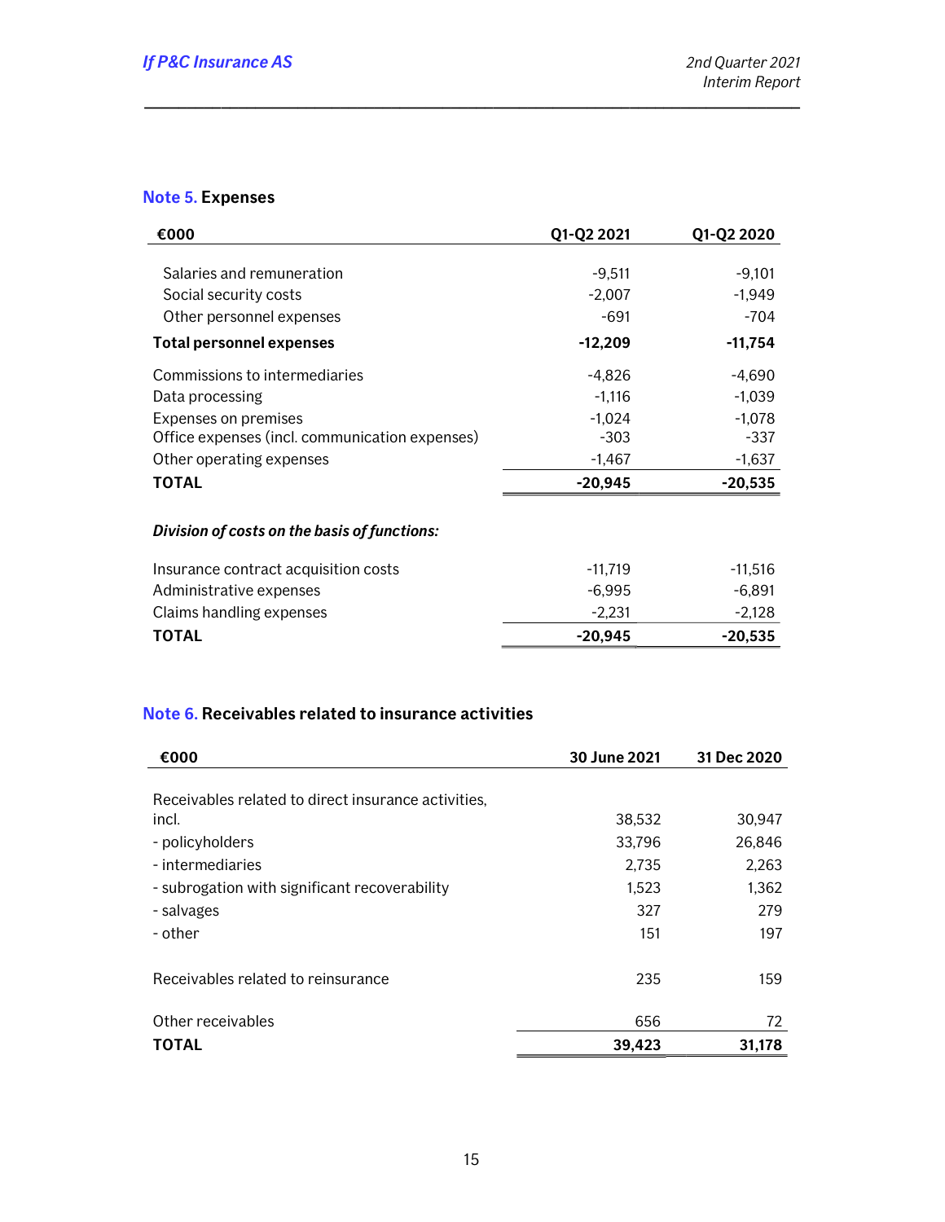## Note 5. Expenses

| €000 | Q1-Q2 2021 | Q1-Q2 2020 |
|---|---|---|
| Salaries and remuneration | -9,511 | -9,101 |
| Social security costs | -2,007 | -1,949 |
| Other personnel expenses | -691 | -704 |
| **Total personnel expenses** | **-12,209** | **-11,754** |
| Commissions to intermediaries | -4,826 | -4,690 |
| Data processing | -1,116 | -1,039 |
| Expenses on premises | -1,024 | -1,078 |
| Office expenses (incl. communication expenses) | -303 | -337 |
| Other operating expenses | -1,467 | -1,637 |
| **TOTAL** | **-20,945** | **-20,535** |
| ***Division of costs on the basis of functions:*** | | |
| Insurance contract acquisition costs | -11,719 | -11,516 |
| Administrative expenses | -6,995 | -6,891 |
| Claims handling expenses | -2,231 | -2,128 |
| **TOTAL** | **-20,945** | **-20,535** |

## Note 6. Receivables related to insurance activities

| €000 | 30 June 2021 | 31 Dec 2020 |
|---|---|---|
| Receivables related to direct insurance activities, incl. | 38,532 | 30,947 |
| - policyholders | 33,796 | 26,846 |
| - intermediaries | 2,735 | 2,263 |
| - subrogation with significant recoverability | 1,523 | 1,362 |
| - salvages | 327 | 279 |
| - other | 151 | 197 |
| Receivables related to reinsurance | 235 | 159 |
| Other receivables | 656 | 72 |
| **TOTAL** | **39,423** | **31,178** |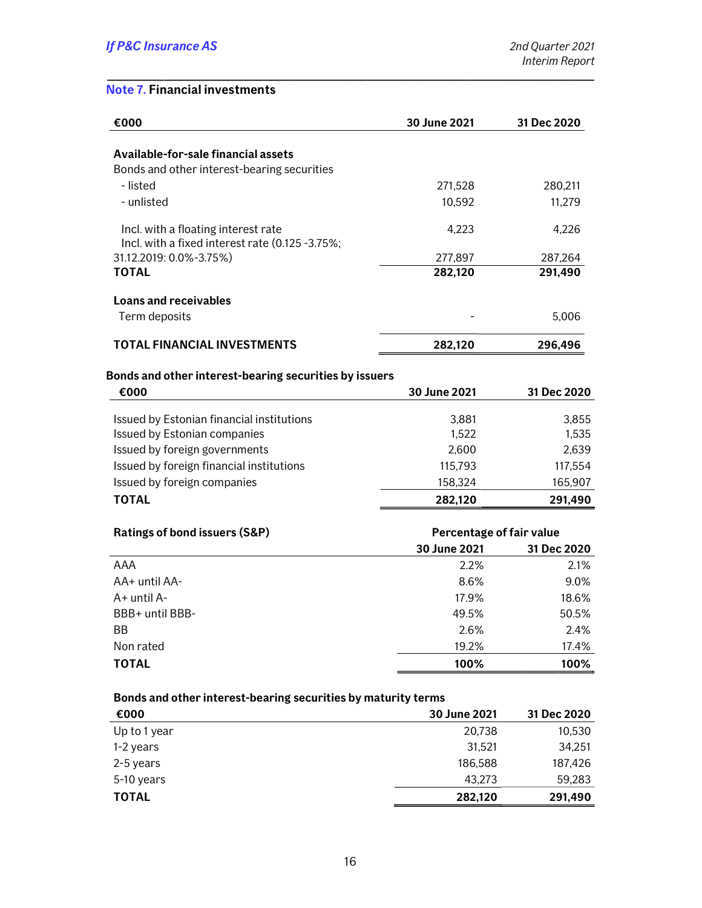## Note 7. Financial investments

| €000 | 30 June 2021 | 31 Dec 2020 |
|---|---|---|
| **Available-for-sale financial assets** | | |
| Bonds and other interest-bearing securities | | |
| - listed | 271,528 | 280,211 |
| - unlisted | 10,592 | 11,279 |
| Incl. with a floating interest rate | 4,223 | 4,226 |
| Incl. with a fixed interest rate (0.125 -3.75%; 31.12.2019: 0.0%-3.75%) | 277,897 | 287,264 |
| **TOTAL** | **282,120** | **291,490** |
| **Loans and receivables** | | |
| Term deposits | - | 5,006 |
| **TOTAL FINANCIAL INVESTMENTS** | **282,120** | **296,496** |

**Bonds and other interest-bearing securities by issuers**

| €000 | 30 June 2021 | 31 Dec 2020 |
|---|---|---|
| Issued by Estonian financial institutions | 3,881 | 3,855 |
| Issued by Estonian companies | 1,522 | 1,535 |
| Issued by foreign governments | 2,600 | 2,639 |
| Issued by foreign financial institutions | 115,793 | 117,554 |
| Issued by foreign companies | 158,324 | 165,907 |
| **TOTAL** | **282,120** | **291,490** |

| **Ratings of bond issuers (S&P)** | **Percentage of fair value** | |
|---|---|---|
| | **30 June 2021** | **31 Dec 2020** |
| AAA | 2.2% | 2.1% |
| AA+ until AA- | 8.6% | 9.0% |
| A+ until A- | 17.9% | 18.6% |
| BBB+ until BBB- | 49.5% | 50.5% |
| BB | 2.6% | 2.4% |
| Non rated | 19.2% | 17.4% |
| **TOTAL** | **100%** | **100%** |

**Bonds and other interest-bearing securities by maturity terms**

| €000 | 30 June 2021 | 31 Dec 2020 |
|---|---|---|
| Up to 1 year | 20,738 | 10,530 |
| 1-2 years | 31,521 | 34,251 |
| 2-5 years | 186,588 | 187,426 |
| 5-10 years | 43,273 | 59,283 |
| **TOTAL** | **282,120** | **291,490** |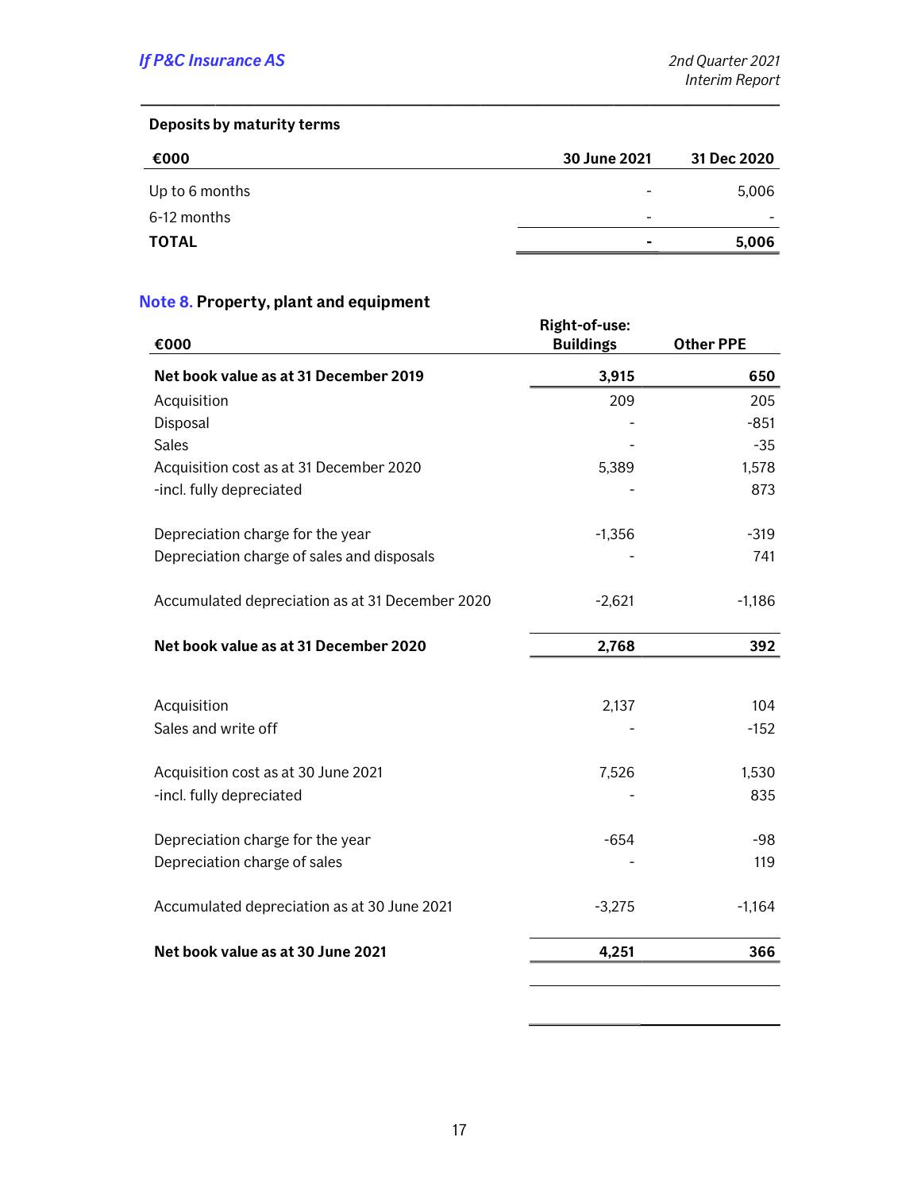**Deposits by maturity terms**

| €000 | 30 June 2021 | 31 Dec 2020 |
|---|---|---|
| Up to 6 months | - | 5,006 |
| 6-12 months | - | - |
| **TOTAL** | **-** | **5,006** |

## Note 8. Property, plant and equipment

| €000 | Right-of-use: Buildings | Other PPE |
|---|---|---|
| **Net book value as at 31 December 2019** | **3,915** | **650** |
| Acquisition | 209 | 205 |
| Disposal | - | -851 |
| Sales | - | -35 |
| Acquisition cost as at 31 December 2020 | 5,389 | 1,578 |
| -incl. fully depreciated | - | 873 |
| | | |
| Depreciation charge for the year | -1,356 | -319 |
| Depreciation charge of sales and disposals | - | 741 |
| | | |
| Accumulated depreciation as at 31 December 2020 | -2,621 | -1,186 |
| | | |
| **Net book value as at 31 December 2020** | **2,768** | **392** |
| | | |
| Acquisition | 2,137 | 104 |
| Sales and write off | - | -152 |
| | | |
| Acquisition cost as at 30 June 2021 | 7,526 | 1,530 |
| -incl. fully depreciated | - | 835 |
| | | |
| Depreciation charge for the year | -654 | -98 |
| Depreciation charge of sales | - | 119 |
| | | |
| Accumulated depreciation as at 30 June 2021 | -3,275 | -1,164 |
| | | |
| **Net book value as at 30 June 2021** | **4,251** | **366** |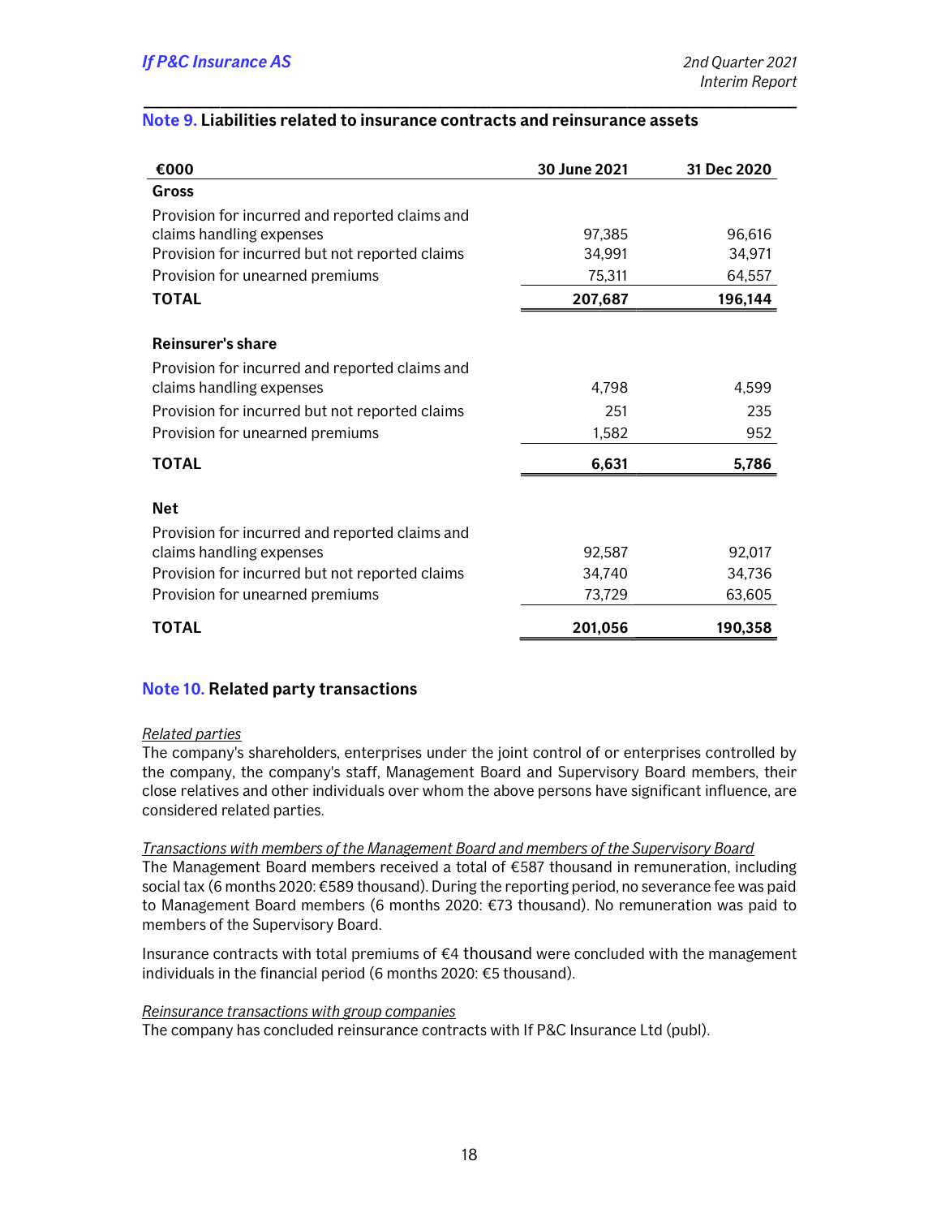## Note 9. Liabilities related to insurance contracts and reinsurance assets

| €000 | 30 June 2021 | 31 Dec 2020 |
|---|---|---|
| **Gross** | | |
| Provision for incurred and reported claims and claims handling expenses | 97,385 | 96,616 |
| Provision for incurred but not reported claims | 34,991 | 34,971 |
| Provision for unearned premiums | 75,311 | 64,557 |
| **TOTAL** | **207,687** | **196,144** |
| | | |
| **Reinsurer's share** | | |
| Provision for incurred and reported claims and claims handling expenses | 4,798 | 4,599 |
| Provision for incurred but not reported claims | 251 | 235 |
| Provision for unearned premiums | 1,582 | 952 |
| **TOTAL** | **6,631** | **5,786** |
| | | |
| **Net** | | |
| Provision for incurred and reported claims and claims handling expenses | 92,587 | 92,017 |
| Provision for incurred but not reported claims | 34,740 | 34,736 |
| Provision for unearned premiums | 73,729 | 63,605 |
| **TOTAL** | **201,056** | **190,358** |

## Note 10. Related party transactions

*Related parties*

The company's shareholders, enterprises under the joint control of or enterprises controlled by the company, the company's staff, Management Board and Supervisory Board members, their close relatives and other individuals over whom the above persons have significant influence, are considered related parties.

*Transactions with members of the Management Board and members of the Supervisory Board*

The Management Board members received a total of €587 thousand in remuneration, including social tax (6 months 2020: €589 thousand). During the reporting period, no severance fee was paid to Management Board members (6 months 2020: €73 thousand). No remuneration was paid to members of the Supervisory Board.

Insurance contracts with total premiums of €4 thousand were concluded with the management individuals in the financial period (6 months 2020: €5 thousand).

*Reinsurance transactions with group companies*

The company has concluded reinsurance contracts with If P&C Insurance Ltd (publ).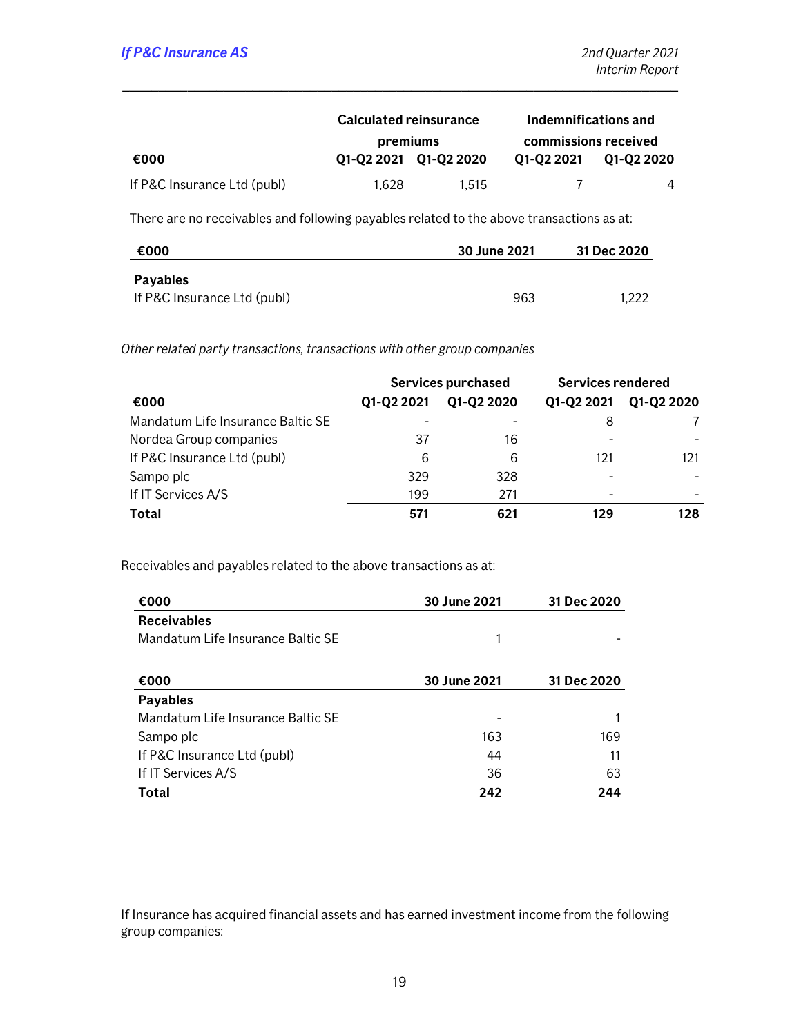| €000 | Calculated reinsurance premiums | | Indemnifications and commissions received | |
|---|---|---|---|---|
| | Q1-Q2 2021 | Q1-Q2 2020 | Q1-Q2 2021 | Q1-Q2 2020 |
| If P&C Insurance Ltd (publ) | 1,628 | 1,515 | 7 | 4 |

There are no receivables and following payables related to the above transactions as at:

| €000 | 30 June 2021 | 31 Dec 2020 |
|---|---|---|
| **Payables** | | |
| If P&C Insurance Ltd (publ) | 963 | 1,222 |

_Other related party transactions, transactions with other group companies_

| €000 | Services purchased | | Services rendered | |
|---|---|---|---|---|
| | Q1-Q2 2021 | Q1-Q2 2020 | Q1-Q2 2021 | Q1-Q2 2020 |
| Mandatum Life Insurance Baltic SE | - | - | 8 | 7 |
| Nordea Group companies | 37 | 16 | - | - |
| If P&C Insurance Ltd (publ) | 6 | 6 | 121 | 121 |
| Sampo plc | 329 | 328 | - | - |
| If IT Services A/S | 199 | 271 | - | - |
| **Total** | **571** | **621** | **129** | **128** |

Receivables and payables related to the above transactions as at:

| €000 | 30 June 2021 | 31 Dec 2020 |
|---|---|---|
| **Receivables** | | |
| Mandatum Life Insurance Baltic SE | 1 | - |

| €000 | 30 June 2021 | 31 Dec 2020 |
|---|---|---|
| **Payables** | | |
| Mandatum Life Insurance Baltic SE | - | 1 |
| Sampo plc | 163 | 169 |
| If P&C Insurance Ltd (publ) | 44 | 11 |
| If IT Services A/S | 36 | 63 |
| **Total** | **242** | **244** |

If Insurance has acquired financial assets and has earned investment income from the following group companies: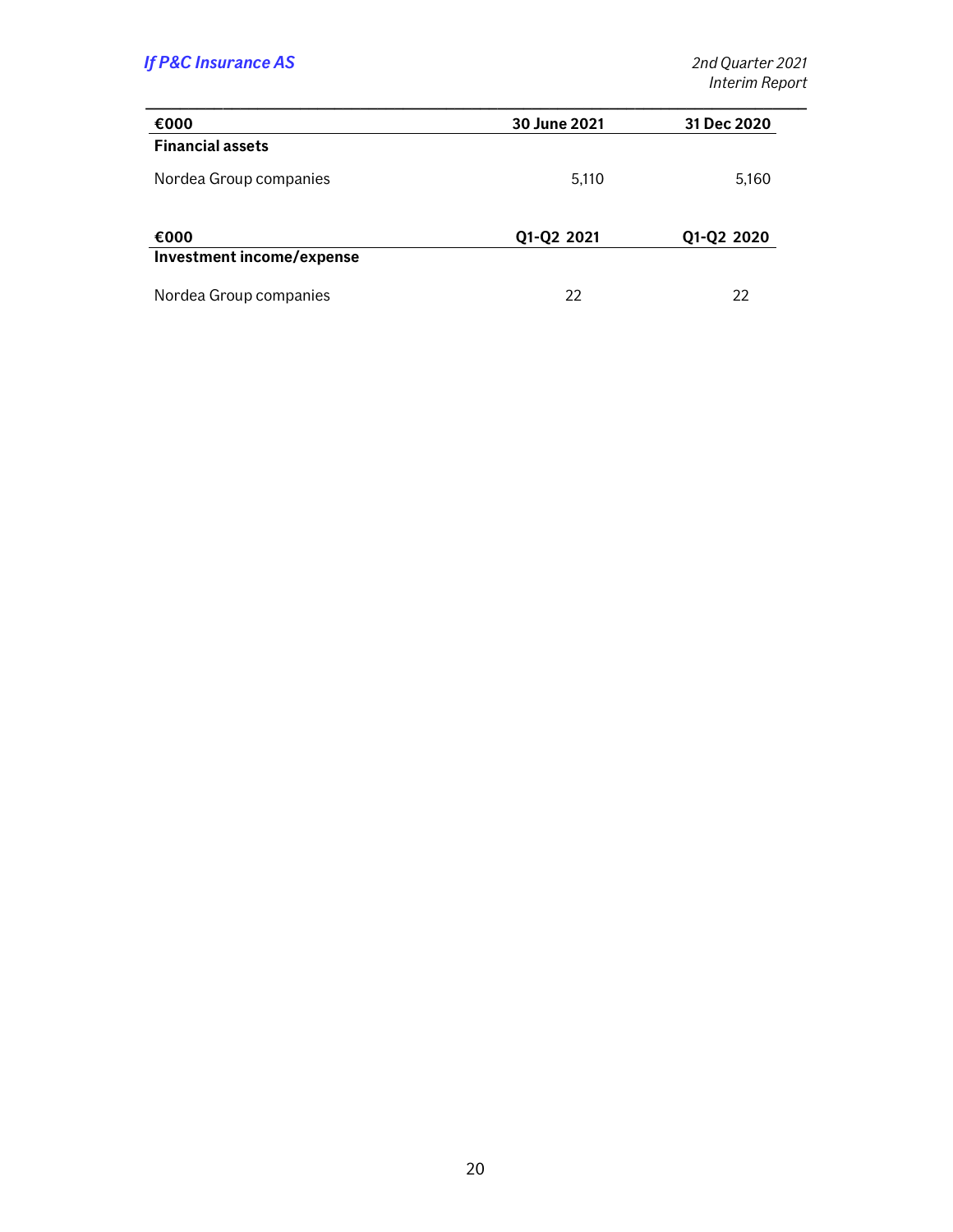| €000 | 30 June 2021 | 31 Dec 2020 |
| --- | --- | --- |
| **Financial assets** | | |
| Nordea Group companies | 5,110 | 5,160 |

| €000 | Q1-Q2 2021 | Q1-Q2 2020 |
| --- | --- | --- |
| **Investment income/expense** | | |
| Nordea Group companies | 22 | 22 |